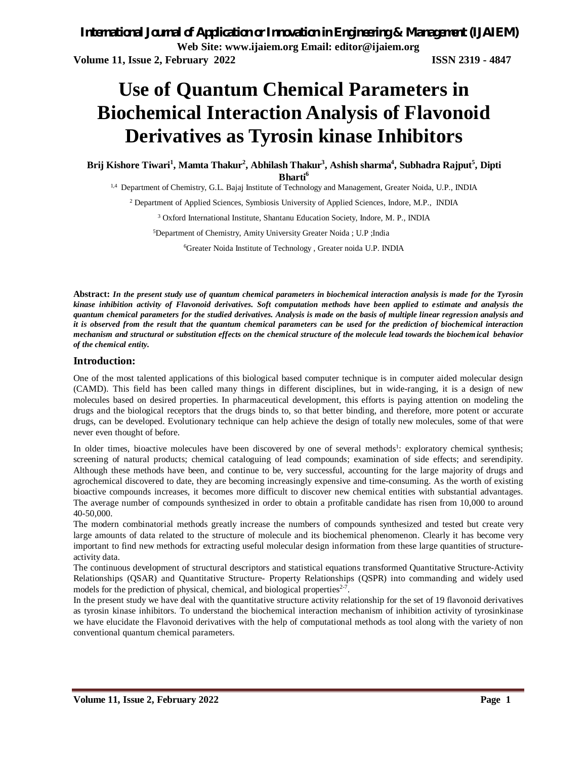# Use of Quantum Chemical Parameters in Biochemical Interaction Analysis of Flavonoid Derivatives as Tyrosin kinase Inhibitors

**Brij Kishore Tiwari[1], Mamta Thakur[2], Abhilash Thakur[3], Ashish sharma[4], Subhadra Rajput[5], Dipti Bharti[6]**

[1,4] Department of Chemistry, G.L. Bajaj Institute of Technology and Management, Greater Noida, U.P., INDIA

[2] Department of Applied Sciences, Symbiosis University of Applied Sciences, Indore, M.P., INDIA

[3] Oxford International Institute, Shantanu Education Society, Indore, M. P., INDIA

[5]Department of Chemistry, Amity University Greater Noida ; U.P ;India

[6]Greater Noida Institute of Technology , Greater noida U.P. INDIA

**Abstract:** ***In the present study use of quantum chemical parameters in biochemical interaction analysis is made for the Tyrosin kinase inhibition activity of Flavonoid derivatives. Soft computation methods have been applied to estimate and analysis the quantum chemical parameters for the studied derivatives. Analysis is made on the basis of multiple linear regression analysis and it is observed from the result that the quantum chemical parameters can be used for the prediction of biochemical interaction mechanism and structural or substitution effects on the chemical structure of the molecule lead towards the biochemical behavior of the chemical entity.***

## Introduction:

One of the most talented applications of this biological based computer technique is in computer aided molecular design (CAMD). This field has been called many things in different disciplines, but in wide-ranging, it is a design of new molecules based on desired properties. In pharmaceutical development, this efforts is paying attention on modeling the drugs and the biological receptors that the drugs binds to, so that better binding, and therefore, more potent or accurate drugs, can be developed. Evolutionary technique can help achieve the design of totally new molecules, some of that were never even thought of before.

In older times, bioactive molecules have been discovered by one of several methods[1]: exploratory chemical synthesis; screening of natural products; chemical cataloguing of lead compounds; examination of side effects; and serendipity. Although these methods have been, and continue to be, very successful, accounting for the large majority of drugs and agrochemical discovered to date, they are becoming increasingly expensive and time-consuming. As the worth of existing bioactive compounds increases, it becomes more difficult to discover new chemical entities with substantial advantages. The average number of compounds synthesized in order to obtain a profitable candidate has risen from 10,000 to around 40-50,000.

The modern combinatorial methods greatly increase the numbers of compounds synthesized and tested but create very large amounts of data related to the structure of molecule and its biochemical phenomenon. Clearly it has become very important to find new methods for extracting useful molecular design information from these large quantities of structure-activity data.

The continuous development of structural descriptors and statistical equations transformed Quantitative Structure-Activity Relationships (QSAR) and Quantitative Structure- Property Relationships (QSPR) into commanding and widely used models for the prediction of physical, chemical, and biological properties[2-7].

In the present study we have deal with the quantitative structure activity relationship for the set of 19 flavonoid derivatives as tyrosin kinase inhibitors. To understand the biochemical interaction mechanism of inhibition activity of tyrosinkinase we have elucidate the Flavonoid derivatives with the help of computational methods as tool along with the variety of non conventional quantum chemical parameters.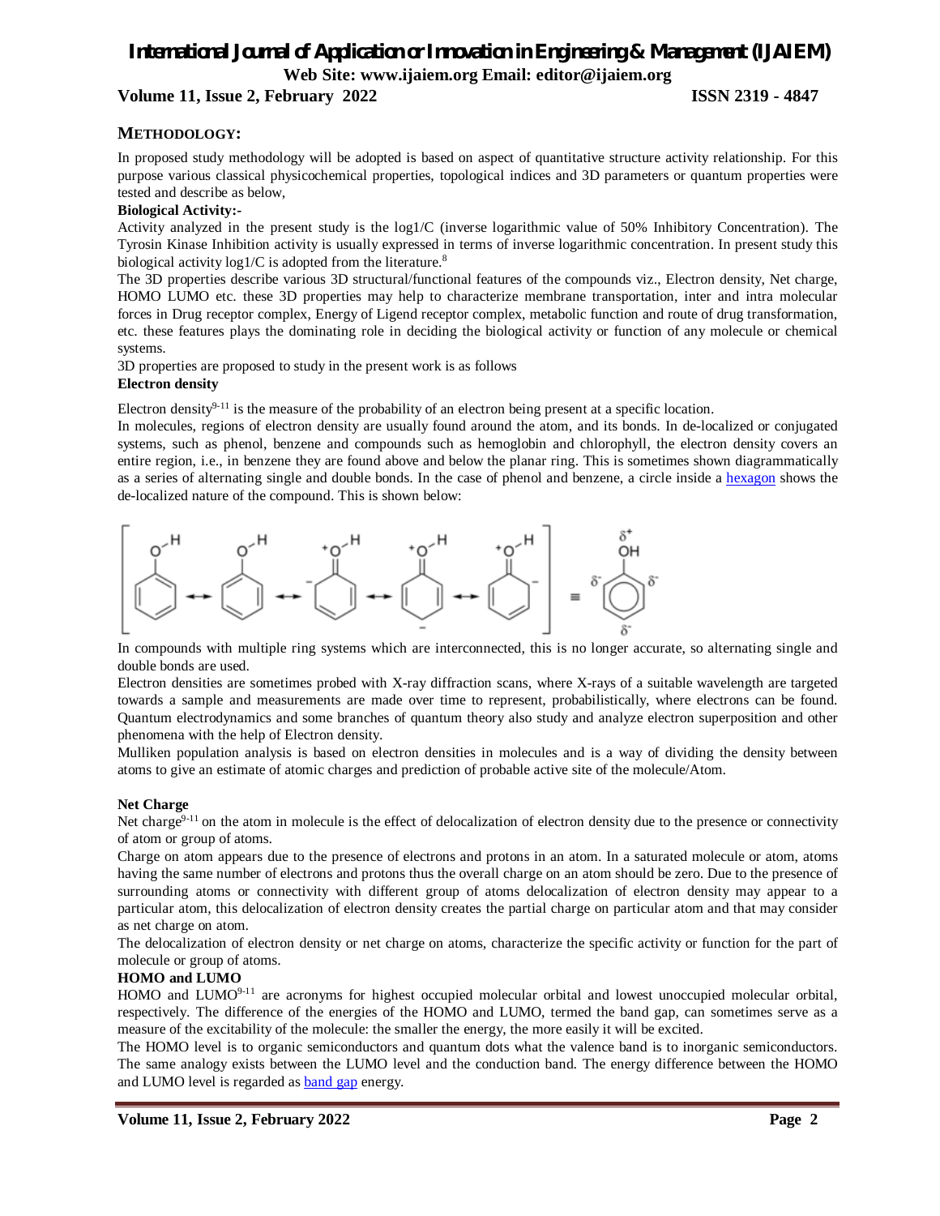## METHODOLOGY:

In proposed study methodology will be adopted is based on aspect of quantitative structure activity relationship. For this purpose various classical physicochemical properties, topological indices and 3D parameters or quantum properties were tested and describe as below,

**Biological Activity:-**

Activity analyzed in the present study is the log1/C (inverse logarithmic value of 50% Inhibitory Concentration). The Tyrosin Kinase Inhibition activity is usually expressed in terms of inverse logarithmic concentration. In present study this biological activity log1/C is adopted from the literature.[8]

The 3D properties describe various 3D structural/functional features of the compounds viz., Electron density, Net charge, HOMO LUMO etc. these 3D properties may help to characterize membrane transportation, inter and intra molecular forces in Drug receptor complex, Energy of Ligend receptor complex, metabolic function and route of drug transformation, etc. these features plays the dominating role in deciding the biological activity or function of any molecule or chemical systems.

3D properties are proposed to study in the present work is as follows

**Electron density**

Electron density[9-11] is the measure of the probability of an electron being present at a specific location.

In molecules, regions of electron density are usually found around the atom, and its bonds. In de-localized or conjugated systems, such as phenol, benzene and compounds such as hemoglobin and chlorophyll, the electron density covers an entire region, i.e., in benzene they are found above and below the planar ring. This is sometimes shown diagrammatically as a series of alternating single and double bonds. In the case of phenol and benzene, a circle inside a hexagon shows the de-localized nature of the compound. This is shown below:

In compounds with multiple ring systems which are interconnected, this is no longer accurate, so alternating single and double bonds are used.

Electron densities are sometimes probed with X-ray diffraction scans, where X-rays of a suitable wavelength are targeted towards a sample and measurements are made over time to represent, probabilistically, where electrons can be found. Quantum electrodynamics and some branches of quantum theory also study and analyze electron superposition and other phenomena with the help of Electron density.

Mulliken population analysis is based on electron densities in molecules and is a way of dividing the density between atoms to give an estimate of atomic charges and prediction of probable active site of the molecule/Atom.

**Net Charge**

Net charge[9-11] on the atom in molecule is the effect of delocalization of electron density due to the presence or connectivity of atom or group of atoms.

Charge on atom appears due to the presence of electrons and protons in an atom. In a saturated molecule or atom, atoms having the same number of electrons and protons thus the overall charge on an atom should be zero. Due to the presence of surrounding atoms or connectivity with different group of atoms delocalization of electron density may appear to a particular atom, this delocalization of electron density creates the partial charge on particular atom and that may consider as net charge on atom.

The delocalization of electron density or net charge on atoms, characterize the specific activity or function for the part of molecule or group of atoms.

**HOMO and LUMO**

HOMO and LUMO[9-11] are acronyms for highest occupied molecular orbital and lowest unoccupied molecular orbital, respectively. The difference of the energies of the HOMO and LUMO, termed the band gap, can sometimes serve as a measure of the excitability of the molecule: the smaller the energy, the more easily it will be excited.

The HOMO level is to organic semiconductors and quantum dots what the valence band is to inorganic semiconductors. The same analogy exists between the LUMO level and the conduction band. The energy difference between the HOMO and LUMO level is regarded as band gap energy.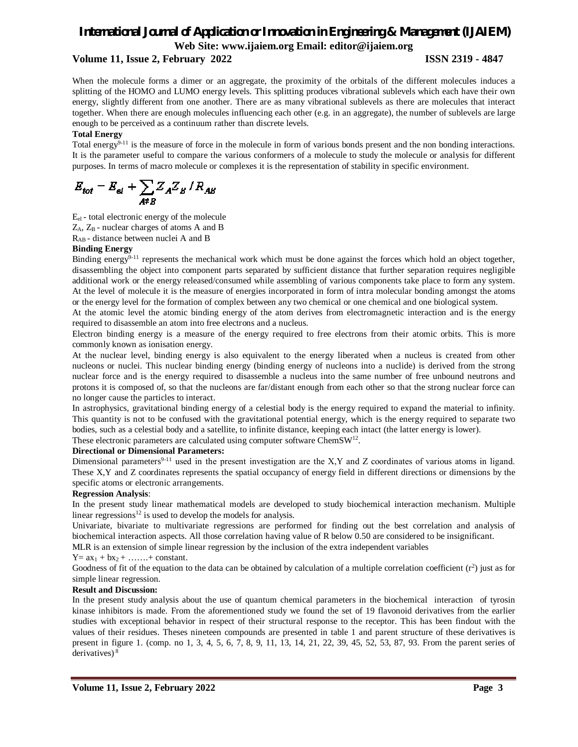When the molecule forms a dimer or an aggregate, the proximity of the orbitals of the different molecules induces a splitting of the HOMO and LUMO energy levels. This splitting produces vibrational sublevels which each have their own energy, slightly different from one another. There are as many vibrational sublevels as there are molecules that interact together. When there are enough molecules influencing each other (e.g. in an aggregate), the number of sublevels are large enough to be perceived as a continuum rather than discrete levels.

**Total Energy**

Total energy[9-11] is the measure of force in the molecule in form of various bonds present and the non bonding interactions. It is the parameter useful to compare the various conformers of a molecule to study the molecule or analysis for different purposes. In terms of macro molecule or complexes it is the representation of stability in specific environment.

$$E_{tot} - E_{el} + \sum_{A \neq B} Z_A Z_B / R_{AB}$$

$E_{el}$ - total electronic energy of the molecule

$Z_A$, $Z_B$ - nuclear charges of atoms A and B

$R_{AB}$ - distance between nuclei A and B

**Binding Energy**

Binding energy[9-11] represents the mechanical work which must be done against the forces which hold an object together, disassembling the object into component parts separated by sufficient distance that further separation requires negligible additional work or the energy released/consumed while assembling of various components take place to form any system. At the level of molecule it is the measure of energies incorporated in form of intra molecular bonding amongst the atoms or the energy level for the formation of complex between any two chemical or one chemical and one biological system.

At the atomic level the atomic binding energy of the atom derives from electromagnetic interaction and is the energy required to disassemble an atom into free electrons and a nucleus.

Electron binding energy is a measure of the energy required to free electrons from their atomic orbits. This is more commonly known as ionisation energy.

At the nuclear level, binding energy is also equivalent to the energy liberated when a nucleus is created from other nucleons or nuclei. This nuclear binding energy (binding energy of nucleons into a nuclide) is derived from the strong nuclear force and is the energy required to disassemble a nucleus into the same number of free unbound neutrons and protons it is composed of, so that the nucleons are far/distant enough from each other so that the strong nuclear force can no longer cause the particles to interact.

In astrophysics, gravitational binding energy of a celestial body is the energy required to expand the material to infinity. This quantity is not to be confused with the gravitational potential energy, which is the energy required to separate two bodies, such as a celestial body and a satellite, to infinite distance, keeping each intact (the latter energy is lower).

These electronic parameters are calculated using computer software ChemSW[12].

**Directional or Dimensional Parameters:**

Dimensional parameters[9-11] used in the present investigation are the X,Y and Z coordinates of various atoms in ligand. These X,Y and Z coordinates represents the spatial occupancy of energy field in different directions or dimensions by the specific atoms or electronic arrangements.

**Regression Analysis**:

In the present study linear mathematical models are developed to study biochemical interaction mechanism. Multiple linear regressions[12] is used to develop the models for analysis.

Univariate, bivariate to multivariate regressions are performed for finding out the best correlation and analysis of biochemical interaction aspects. All those correlation having value of R below 0.50 are considered to be insignificant.

MLR is an extension of simple linear regression by the inclusion of the extra independent variables

$Y = ax_1 + bx_2 + \ldots\ldots + \text{constant}$.

Goodness of fit of the equation to the data can be obtained by calculation of a multiple correlation coefficient ($r^2$) just as for simple linear regression.

**Result and Discussion:**

In the present study analysis about the use of quantum chemical parameters in the biochemical interaction of tyrosin kinase inhibitors is made. From the aforementioned study we found the set of 19 flavonoid derivatives from the earlier studies with exceptional behavior in respect of their structural response to the receptor. This has been findout with the values of their residues. Theses nineteen compounds are presented in table 1 and parent structure of these derivatives is present in figure 1. (comp. no 1, 3, 4, 5, 6, 7, 8, 9, 11, 13, 14, 21, 22, 39, 45, 52, 53, 87, 93. From the parent series of derivatives) [8]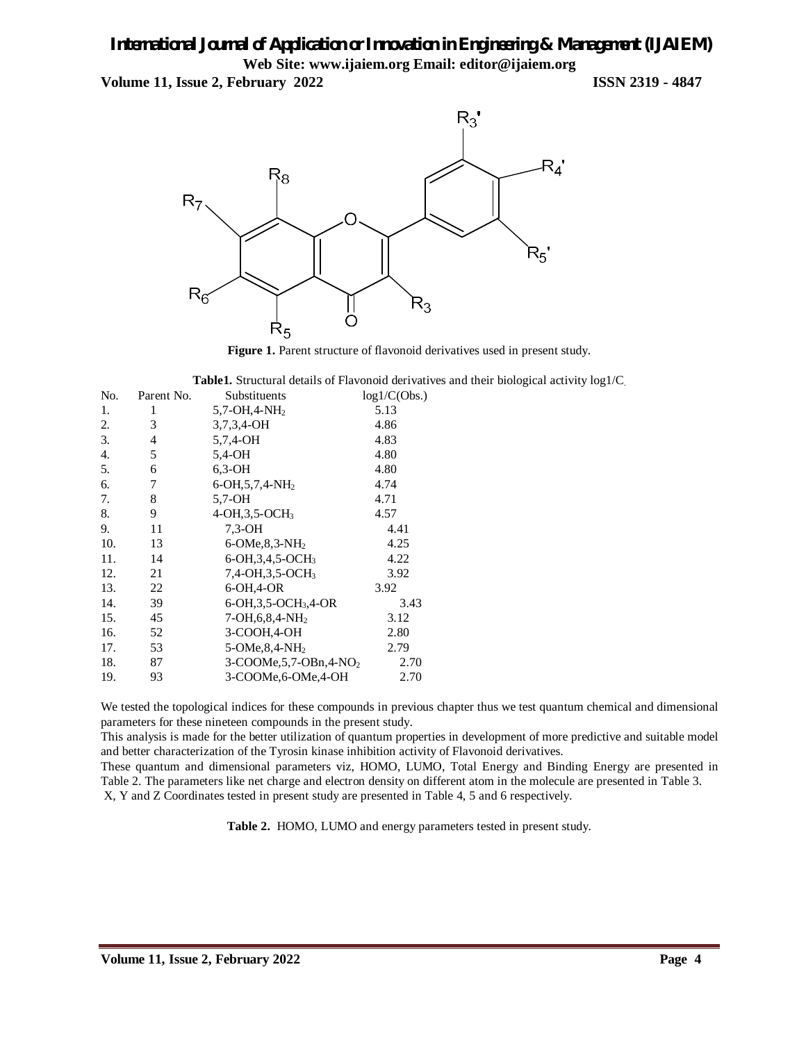**Figure 1.** Parent structure of flavonoid derivatives used in present study.

**Table1.** Structural details of Flavonoid derivatives and their biological activity log1/C.

| No. | Parent No. | Substituents | log1/C(Obs.) |
|---|---|---|---|
| 1. | 1 | 5,7-OH,4-$NH_2$ | 5.13 |
| 2. | 3 | 3,7,3,4-OH | 4.86 |
| 3. | 4 | 5,7,4-OH | 4.83 |
| 4. | 5 | 5,4-OH | 4.80 |
| 5. | 6 | 6,3-OH | 4.80 |
| 6. | 7 | 6-OH,5,7,4-$NH_2$ | 4.74 |
| 7. | 8 | 5,7-OH | 4.71 |
| 8. | 9 | 4-OH,3,5-$OCH_3$ | 4.57 |
| 9. | 11 | 7,3-OH | 4.41 |
| 10. | 13 | 6-OMe,8,3-$NH_2$ | 4.25 |
| 11. | 14 | 6-OH,3,4,5-$OCH_3$ | 4.22 |
| 12. | 21 | 7,4-OH,3,5-$OCH_3$ | 3.92 |
| 13. | 22 | 6-OH,4-OR | 3.92 |
| 14. | 39 | 6-OH,3,5-$OCH_3$,4-OR | 3.43 |
| 15. | 45 | 7-OH,6,8,4-$NH_2$ | 3.12 |
| 16. | 52 | 3-COOH,4-OH | 2.80 |
| 17. | 53 | 5-OMe,8,4-$NH_2$ | 2.79 |
| 18. | 87 | 3-COOMe,5,7-OBn,4-$NO_2$ | 2.70 |
| 19. | 93 | 3-COOMe,6-OMe,4-OH | 2.70 |

We tested the topological indices for these compounds in previous chapter thus we test quantum chemical and dimensional parameters for these nineteen compounds in the present study.

This analysis is made for the better utilization of quantum properties in development of more predictive and suitable model and better characterization of the Tyrosin kinase inhibition activity of Flavonoid derivatives.

These quantum and dimensional parameters viz, HOMO, LUMO, Total Energy and Binding Energy are presented in Table 2. The parameters like net charge and electron density on different atom in the molecule are presented in Table 3. X, Y and Z Coordinates tested in present study are presented in Table 4, 5 and 6 respectively.

**Table 2.** HOMO, LUMO and energy parameters tested in present study.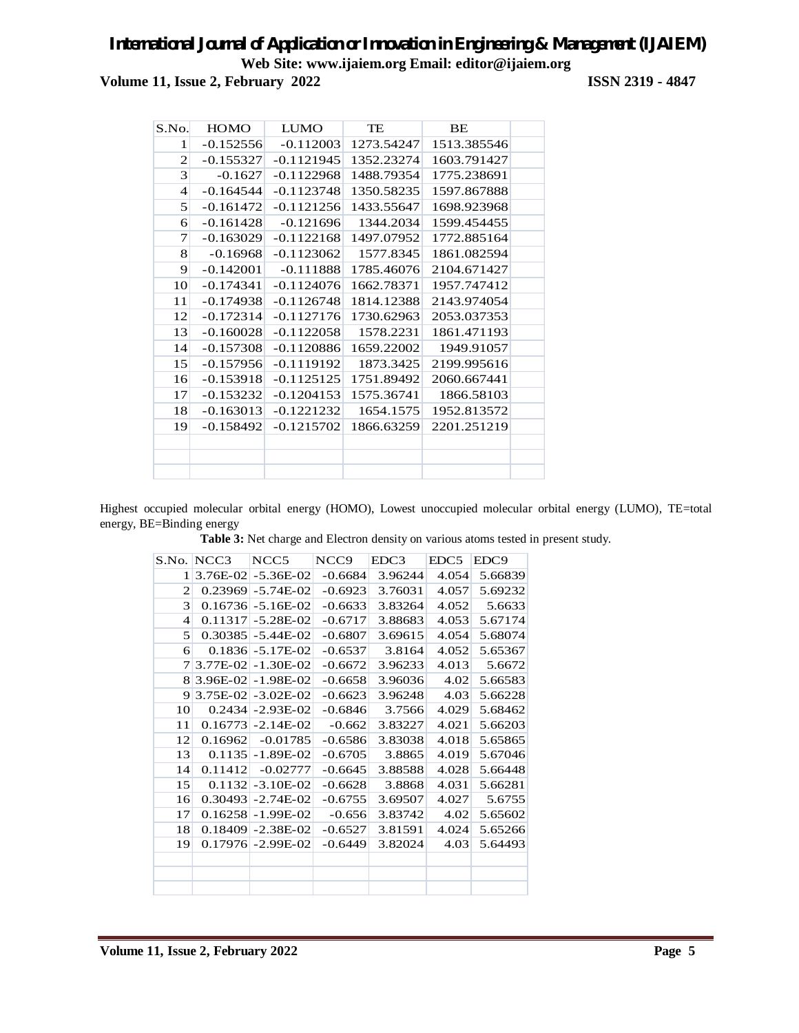| S.No. | HOMO | LUMO | TE | BE |
|---|---|---|---|---|
| 1 | -0.152556 | -0.112003 | 1273.54247 | 1513.385546 |
| 2 | -0.155327 | -0.1121945 | 1352.23274 | 1603.791427 |
| 3 | -0.1627 | -0.1122968 | 1488.79354 | 1775.238691 |
| 4 | -0.164544 | -0.1123748 | 1350.58235 | 1597.867888 |
| 5 | -0.161472 | -0.1121256 | 1433.55647 | 1698.923968 |
| 6 | -0.161428 | -0.121696 | 1344.2034 | 1599.454455 |
| 7 | -0.163029 | -0.1122168 | 1497.07952 | 1772.885164 |
| 8 | -0.16968 | -0.1123062 | 1577.8345 | 1861.082594 |
| 9 | -0.142001 | -0.111888 | 1785.46076 | 2104.671427 |
| 10 | -0.174341 | -0.1124076 | 1662.78371 | 1957.747412 |
| 11 | -0.174938 | -0.1126748 | 1814.12388 | 2143.974054 |
| 12 | -0.172314 | -0.1127176 | 1730.62963 | 2053.037353 |
| 13 | -0.160028 | -0.1122058 | 1578.2231 | 1861.471193 |
| 14 | -0.157308 | -0.1120886 | 1659.22002 | 1949.91057 |
| 15 | -0.157956 | -0.1119192 | 1873.3425 | 2199.995616 |
| 16 | -0.153918 | -0.1125125 | 1751.89492 | 2060.667441 |
| 17 | -0.153232 | -0.1204153 | 1575.36741 | 1866.58103 |
| 18 | -0.163013 | -0.1221232 | 1654.1575 | 1952.813572 |
| 19 | -0.158492 | -0.1215702 | 1866.63259 | 2201.251219 |

Highest occupied molecular orbital energy (HOMO), Lowest unoccupied molecular orbital energy (LUMO), TE=total energy, BE=Binding energy

**Table 3:** Net charge and Electron density on various atoms tested in present study.

| S.No. | NCC3 | NCC5 | NCC9 | EDC3 | EDC5 | EDC9 |
|---|---|---|---|---|---|---|
| 1 | 3.76E-02 | -5.36E-02 | -0.6684 | 3.96244 | 4.054 | 5.66839 |
| 2 | 0.23969 | -5.74E-02 | -0.6923 | 3.76031 | 4.057 | 5.69232 |
| 3 | 0.16736 | -5.16E-02 | -0.6633 | 3.83264 | 4.052 | 5.6633 |
| 4 | 0.11317 | -5.28E-02 | -0.6717 | 3.88683 | 4.053 | 5.67174 |
| 5 | 0.30385 | -5.44E-02 | -0.6807 | 3.69615 | 4.054 | 5.68074 |
| 6 | 0.1836 | -5.17E-02 | -0.6537 | 3.8164 | 4.052 | 5.65367 |
| 7 | 3.77E-02 | -1.30E-02 | -0.6672 | 3.96233 | 4.013 | 5.6672 |
| 8 | 3.96E-02 | -1.98E-02 | -0.6658 | 3.96036 | 4.02 | 5.66583 |
| 9 | 3.75E-02 | -3.02E-02 | -0.6623 | 3.96248 | 4.03 | 5.66228 |
| 10 | 0.2434 | -2.93E-02 | -0.6846 | 3.7566 | 4.029 | 5.68462 |
| 11 | 0.16773 | -2.14E-02 | -0.662 | 3.83227 | 4.021 | 5.66203 |
| 12 | 0.16962 | -0.01785 | -0.6586 | 3.83038 | 4.018 | 5.65865 |
| 13 | 0.1135 | -1.89E-02 | -0.6705 | 3.8865 | 4.019 | 5.67046 |
| 14 | 0.11412 | -0.02777 | -0.6645 | 3.88588 | 4.028 | 5.66448 |
| 15 | 0.1132 | -3.10E-02 | -0.6628 | 3.8868 | 4.031 | 5.66281 |
| 16 | 0.30493 | -2.74E-02 | -0.6755 | 3.69507 | 4.027 | 5.6755 |
| 17 | 0.16258 | -1.99E-02 | -0.656 | 3.83742 | 4.02 | 5.65602 |
| 18 | 0.18409 | -2.38E-02 | -0.6527 | 3.81591 | 4.024 | 5.65266 |
| 19 | 0.17976 | -2.99E-02 | -0.6449 | 3.82024 | 4.03 | 5.64493 |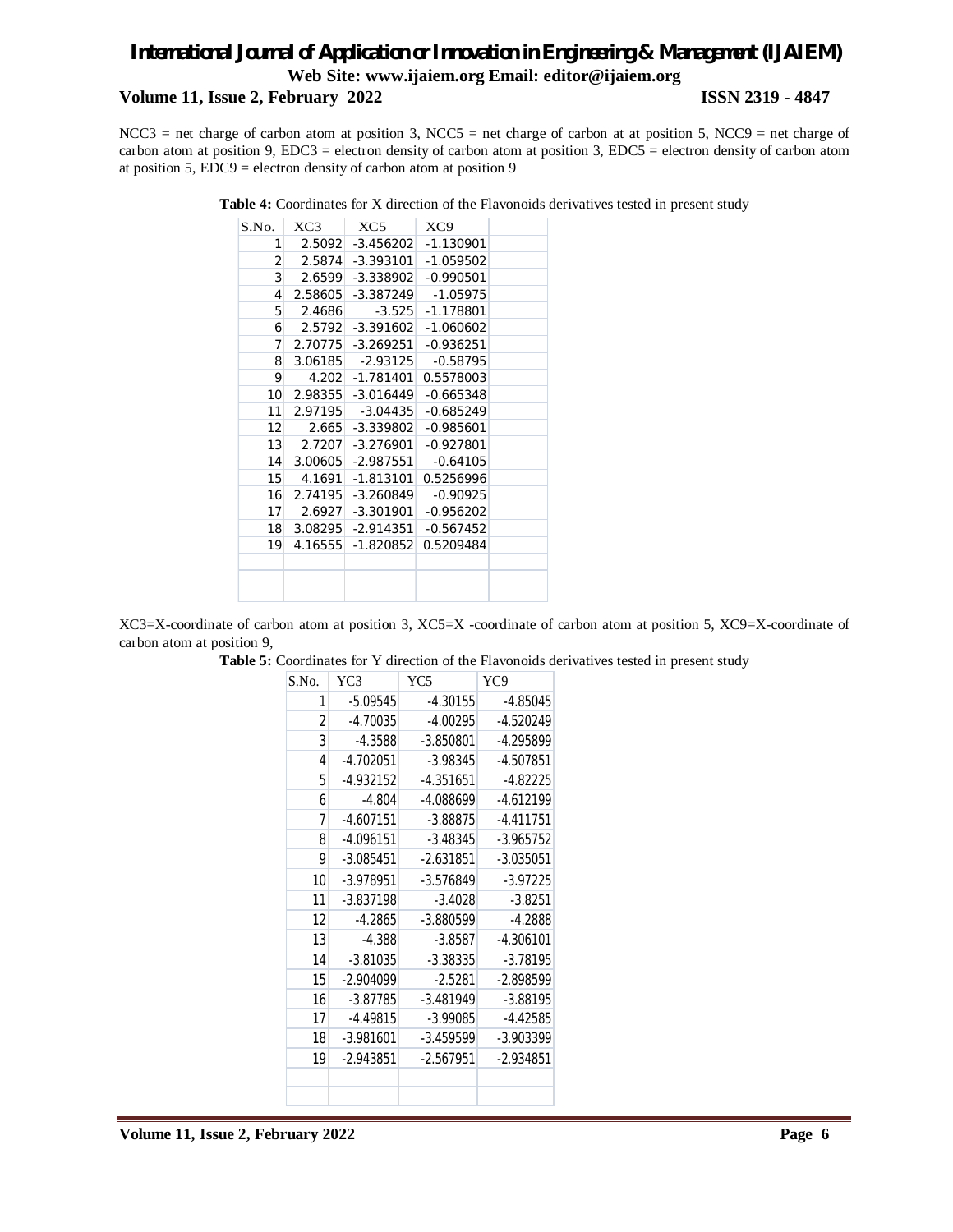NCC3 = net charge of carbon atom at position 3, NCC5 = net charge of carbon at at position 5, NCC9 = net charge of carbon atom at position 9, EDC3 = electron density of carbon atom at position 3, EDC5 = electron density of carbon atom at position 5, EDC9 = electron density of carbon atom at position 9

**Table 4:** Coordinates for X direction of the Flavonoids derivatives tested in present study

| S.No. | XC3 | XC5 | XC9 |
|---|---|---|---|
| 1 | 2.5092 | -3.456202 | -1.130901 |
| 2 | 2.5874 | -3.393101 | -1.059502 |
| 3 | 2.6599 | -3.338902 | -0.990501 |
| 4 | 2.58605 | -3.387249 | -1.05975 |
| 5 | 2.4686 | -3.525 | -1.178801 |
| 6 | 2.5792 | -3.391602 | -1.060602 |
| 7 | 2.70775 | -3.269251 | -0.936251 |
| 8 | 3.06185 | -2.93125 | -0.58795 |
| 9 | 4.202 | -1.781401 | 0.5578003 |
| 10 | 2.98355 | -3.016449 | -0.665348 |
| 11 | 2.97195 | -3.04435 | -0.685249 |
| 12 | 2.665 | -3.339802 | -0.985601 |
| 13 | 2.7207 | -3.276901 | -0.927801 |
| 14 | 3.00605 | -2.987551 | -0.64105 |
| 15 | 4.1691 | -1.813101 | 0.5256996 |
| 16 | 2.74195 | -3.260849 | -0.90925 |
| 17 | 2.6927 | -3.301901 | -0.956202 |
| 18 | 3.08295 | -2.914351 | -0.567452 |
| 19 | 4.16555 | -1.820852 | 0.5209484 |

XC3=X-coordinate of carbon atom at position 3, XC5=X -coordinate of carbon atom at position 5, XC9=X-coordinate of carbon atom at position 9,

**Table 5:** Coordinates for Y direction of the Flavonoids derivatives tested in present study

| S.No. | YC3 | YC5 | YC9 |
|---|---|---|---|
| 1 | -5.09545 | -4.30155 | -4.85045 |
| 2 | -4.70035 | -4.00295 | -4.520249 |
| 3 | -4.3588 | -3.850801 | -4.295899 |
| 4 | -4.702051 | -3.98345 | -4.507851 |
| 5 | -4.932152 | -4.351651 | -4.82225 |
| 6 | -4.804 | -4.088699 | -4.612199 |
| 7 | -4.607151 | -3.88875 | -4.411751 |
| 8 | -4.096151 | -3.48345 | -3.965752 |
| 9 | -3.085451 | -2.631851 | -3.035051 |
| 10 | -3.978951 | -3.576849 | -3.97225 |
| 11 | -3.837198 | -3.4028 | -3.8251 |
| 12 | -4.2865 | -3.880599 | -4.2888 |
| 13 | -4.388 | -3.8587 | -4.306101 |
| 14 | -3.81035 | -3.38335 | -3.78195 |
| 15 | -2.904099 | -2.5281 | -2.898599 |
| 16 | -3.87785 | -3.481949 | -3.88195 |
| 17 | -4.49815 | -3.99085 | -4.42585 |
| 18 | -3.981601 | -3.459599 | -3.903399 |
| 19 | -2.943851 | -2.567951 | -2.934851 |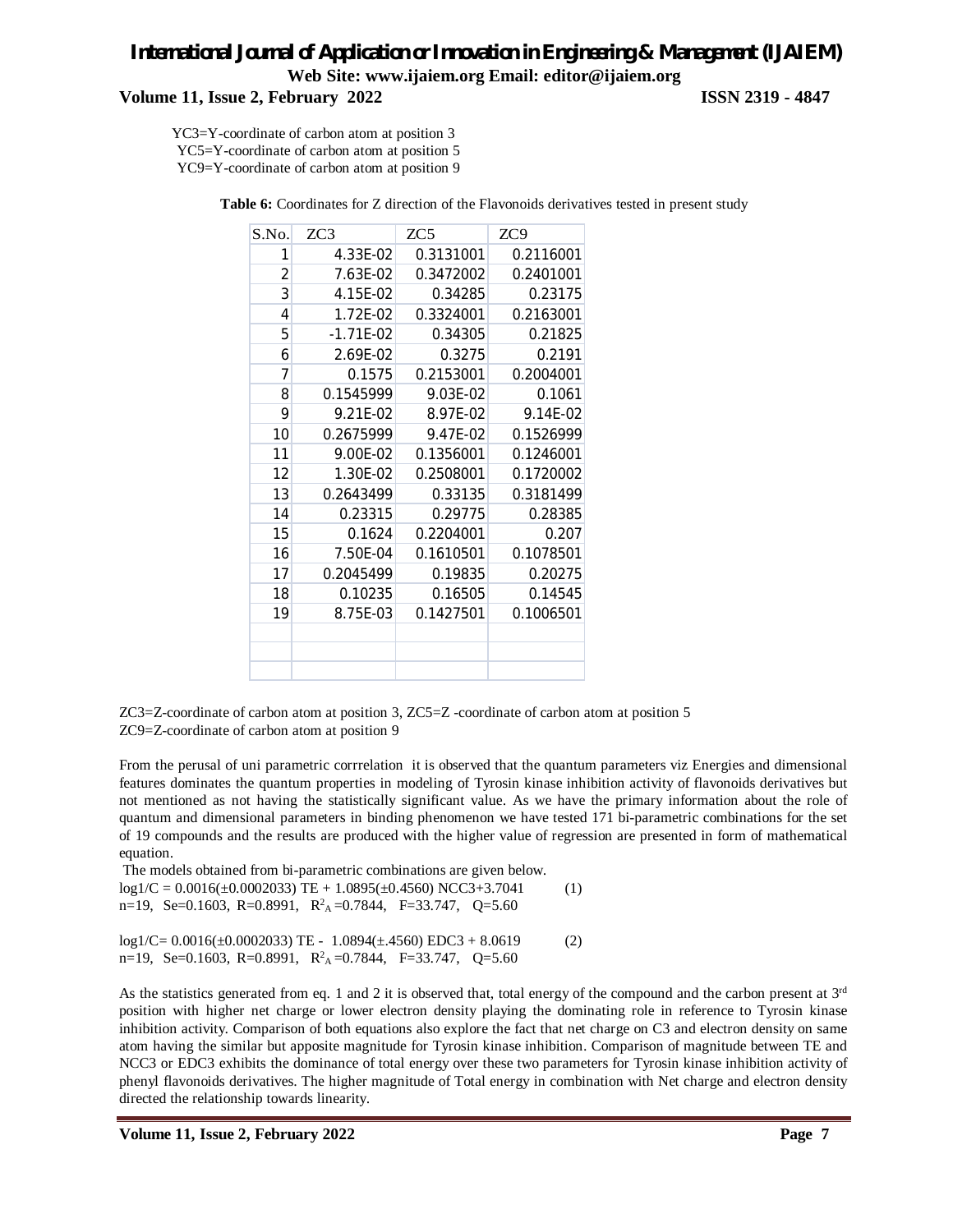YC3=Y-coordinate of carbon atom at position 3
YC5=Y-coordinate of carbon atom at position 5
YC9=Y-coordinate of carbon atom at position 9

**Table 6:** Coordinates for Z direction of the Flavonoids derivatives tested in present study

| S.No. | ZC3 | ZC5 | ZC9 |
|---|---|---|---|
| 1 | 4.33E-02 | 0.3131001 | 0.2116001 |
| 2 | 7.63E-02 | 0.3472002 | 0.2401001 |
| 3 | 4.15E-02 | 0.34285 | 0.23175 |
| 4 | 1.72E-02 | 0.3324001 | 0.2163001 |
| 5 | -1.71E-02 | 0.34305 | 0.21825 |
| 6 | 2.69E-02 | 0.3275 | 0.2191 |
| 7 | 0.1575 | 0.2153001 | 0.2004001 |
| 8 | 0.1545999 | 9.03E-02 | 0.1061 |
| 9 | 9.21E-02 | 8.97E-02 | 9.14E-02 |
| 10 | 0.2675999 | 9.47E-02 | 0.1526999 |
| 11 | 9.00E-02 | 0.1356001 | 0.1246001 |
| 12 | 1.30E-02 | 0.2508001 | 0.1720002 |
| 13 | 0.2643499 | 0.33135 | 0.3181499 |
| 14 | 0.23315 | 0.29775 | 0.28385 |
| 15 | 0.1624 | 0.2204001 | 0.207 |
| 16 | 7.50E-04 | 0.1610501 | 0.1078501 |
| 17 | 0.2045499 | 0.19835 | 0.20275 |
| 18 | 0.10235 | 0.16505 | 0.14545 |
| 19 | 8.75E-03 | 0.1427501 | 0.1006501 |

ZC3=Z-coordinate of carbon atom at position 3, ZC5=Z -coordinate of carbon atom at position 5
ZC9=Z-coordinate of carbon atom at position 9

From the perusal of uni parametric corrrelation it is observed that the quantum parameters viz Energies and dimensional features dominates the quantum properties in modeling of Tyrosin kinase inhibition activity of flavonoids derivatives but not mentioned as not having the statistically significant value. As we have the primary information about the role of quantum and dimensional parameters in binding phenomenon we have tested 171 bi-parametric combinations for the set of 19 compounds and the results are produced with the higher value of regression are presented in form of mathematical equation.

The models obtained from bi-parametric combinations are given below.

$$\log 1/C = 0.0016(\pm 0.0002033)\ TE + 1.0895(\pm 0.4560)\ NCC3 + 3.7041 \quad (1)$$

$n=19$, $Se=0.1603$, $R=0.8991$, $R^2_A=0.7844$, $F=33.747$, $Q=5.60$

$$\log 1/C = 0.0016(\pm 0.0002033)\ TE - 1.0894(\pm .4560)\ EDC3 + 8.0619 \quad (2)$$

$n=19$, $Se=0.1603$, $R=0.8991$, $R^2_A=0.7844$, $F=33.747$, $Q=5.60$

As the statistics generated from eq. 1 and 2 it is observed that, total energy of the compound and the carbon present at 3rd position with higher net charge or lower electron density playing the dominating role in reference to Tyrosin kinase inhibition activity. Comparison of both equations also explore the fact that net charge on C3 and electron density on same atom having the similar but apposite magnitude for Tyrosin kinase inhibition. Comparison of magnitude between TE and NCC3 or EDC3 exhibits the dominance of total energy over these two parameters for Tyrosin kinase inhibition activity of phenyl flavonoids derivatives. The higher magnitude of Total energy in combination with Net charge and electron density directed the relationship towards linearity.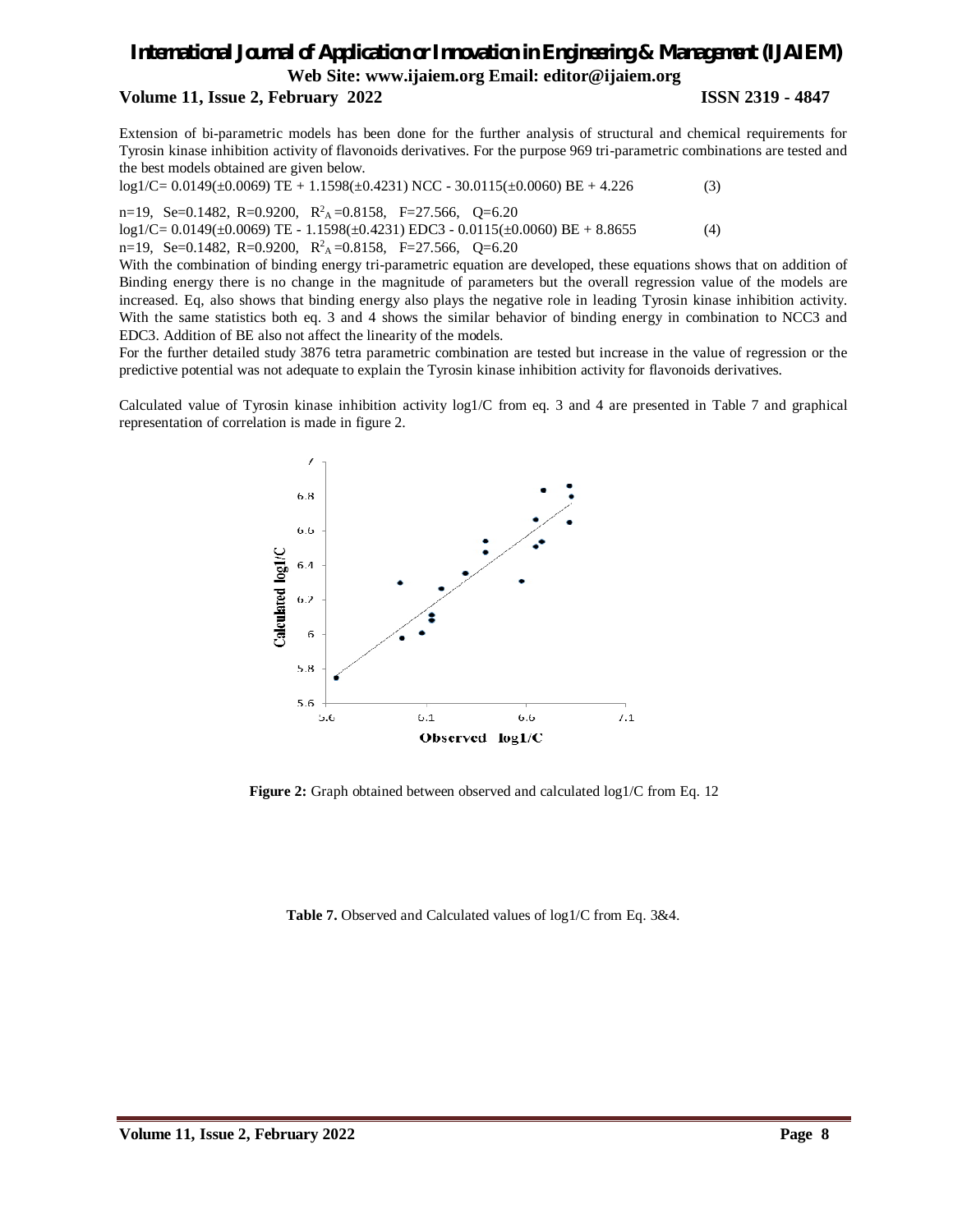Extension of bi-parametric models has been done for the further analysis of structural and chemical requirements for Tyrosin kinase inhibition activity of flavonoids derivatives. For the purpose 969 tri-parametric combinations are tested and the best models obtained are given below.

$$\log 1/C = 0.0149(\pm 0.0069)\ TE + 1.1598(\pm 0.4231)\ NCC - 30.0115(\pm 0.0060)\ BE + 4.226 \quad (3)$$

$n=19$, $Se=0.1482$, $R=0.9200$, $R^2_A=0.8158$, $F=27.566$, $Q=6.20$

$$\log 1/C = 0.0149(\pm 0.0069)\ TE - 1.1598(\pm 0.4231)\ EDC3 - 0.0115(\pm 0.0060)\ BE + 8.8655 \quad (4)$$

$n=19$, $Se=0.1482$, $R=0.9200$, $R^2_A=0.8158$, $F=27.566$, $Q=6.20$

With the combination of binding energy tri-parametric equation are developed, these equations shows that on addition of Binding energy there is no change in the magnitude of parameters but the overall regression value of the models are increased. Eq, also shows that binding energy also plays the negative role in leading Tyrosin kinase inhibition activity. With the same statistics both eq. 3 and 4 shows the similar behavior of binding energy in combination to NCC3 and EDC3. Addition of BE also not affect the linearity of the models.

For the further detailed study 3876 tetra parametric combination are tested but increase in the value of regression or the predictive potential was not adequate to explain the Tyrosin kinase inhibition activity for flavonoids derivatives.

Calculated value of Tyrosin kinase inhibition activity log1/C from eq. 3 and 4 are presented in Table 7 and graphical representation of correlation is made in figure 2.

**Figure 2:** Graph obtained between observed and calculated log1/C from Eq. 12

**Table 7.** Observed and Calculated values of log1/C from Eq. 3&4.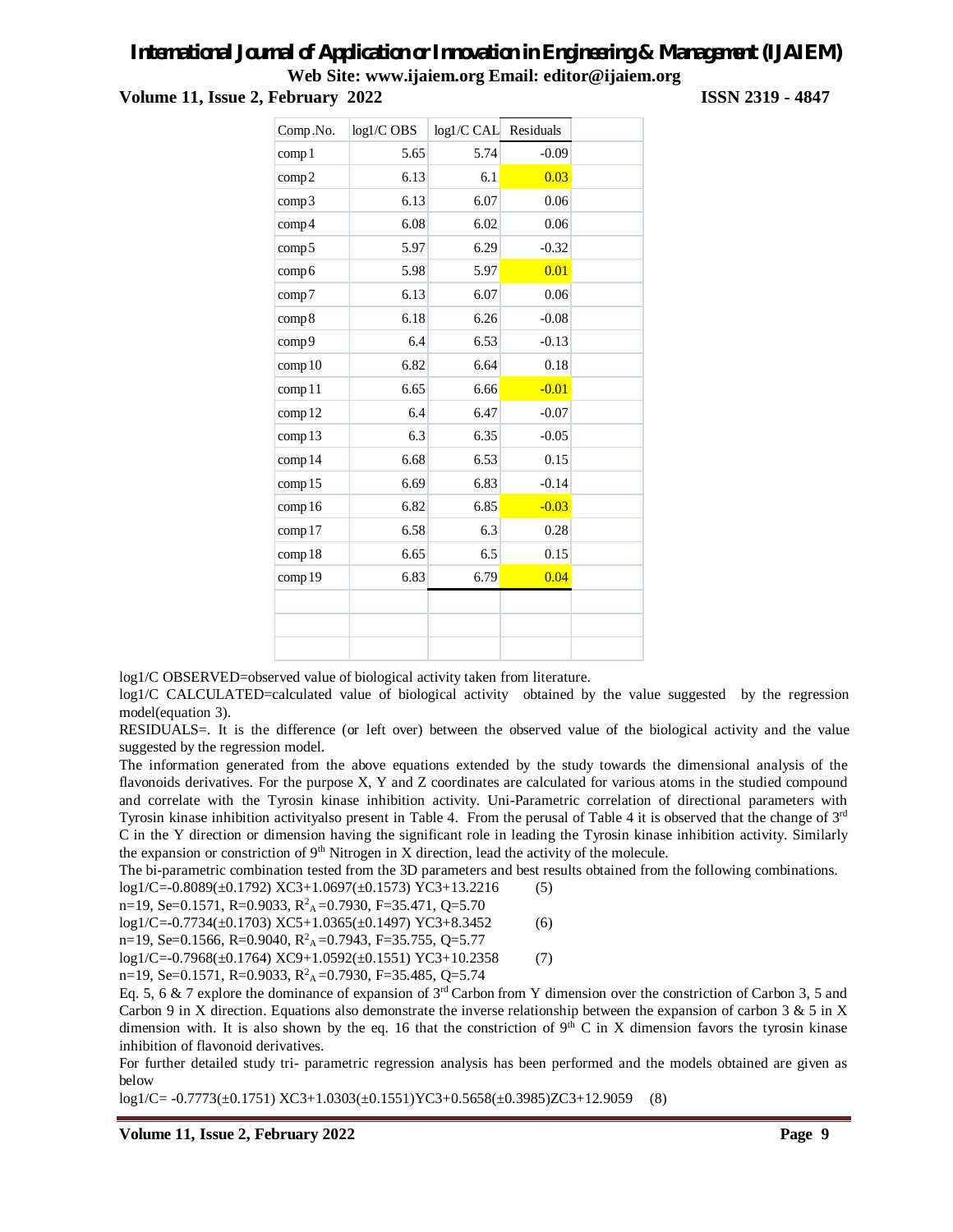| Comp.No. | log1/C OBS | log1/C CAL | Residuals |
|---|---|---|---|
| comp1 | 5.65 | 5.74 | -0.09 |
| comp2 | 6.13 | 6.1 | 0.03 |
| comp3 | 6.13 | 6.07 | 0.06 |
| comp4 | 6.08 | 6.02 | 0.06 |
| comp5 | 5.97 | 6.29 | -0.32 |
| comp6 | 5.98 | 5.97 | 0.01 |
| comp7 | 6.13 | 6.07 | 0.06 |
| comp8 | 6.18 | 6.26 | -0.08 |
| comp9 | 6.4 | 6.53 | -0.13 |
| comp10 | 6.82 | 6.64 | 0.18 |
| comp11 | 6.65 | 6.66 | -0.01 |
| comp12 | 6.4 | 6.47 | -0.07 |
| comp13 | 6.3 | 6.35 | -0.05 |
| comp14 | 6.68 | 6.53 | 0.15 |
| comp15 | 6.69 | 6.83 | -0.14 |
| comp16 | 6.82 | 6.85 | -0.03 |
| comp17 | 6.58 | 6.3 | 0.28 |
| comp18 | 6.65 | 6.5 | 0.15 |
| comp19 | 6.83 | 6.79 | 0.04 |

log1/C OBSERVED=observed value of biological activity taken from literature.

log1/C CALCULATED=calculated value of biological activity obtained by the value suggested by the regression model(equation 3).

RESIDUALS=. It is the difference (or left over) between the observed value of the biological activity and the value suggested by the regression model.

The information generated from the above equations extended by the study towards the dimensional analysis of the flavonoids derivatives. For the purpose X, Y and Z coordinates are calculated for various atoms in the studied compound and correlate with the Tyrosin kinase inhibition activity. Uni-Parametric correlation of directional parameters with Tyrosin kinase inhibition activityalso present in Table 4. From the perusal of Table 4 it is observed that the change of 3rd C in the Y direction or dimension having the significant role in leading the Tyrosin kinase inhibition activity. Similarly the expansion or constriction of 9th Nitrogen in X direction, lead the activity of the molecule.

The bi-parametric combination tested from the 3D parameters and best results obtained from the following combinations.

$$\log 1/C = -0.8089(\pm 0.1792)\, XC3 + 1.0697(\pm 0.1573)\, YC3 + 13.2216 \quad (5)$$

$n=19$, $Se=0.1571$, $R=0.9033$, $R^2_A=0.7930$, $F=35.471$, $Q=5.70$

$$\log 1/C = -0.7734(\pm 0.1703)\, XC5 + 1.0365(\pm 0.1497)\, YC3 + 8.3452 \quad (6)$$

$n=19$, $Se=0.1566$, $R=0.9040$, $R^2_A=0.7943$, $F=35.755$, $Q=5.77$

$$\log 1/C = -0.7968(\pm 0.1764)\, XC9 + 1.0592(\pm 0.1551)\, YC3 + 10.2358 \quad (7)$$

$n=19$, $Se=0.1571$, $R=0.9033$, $R^2_A=0.7930$, $F=35.485$, $Q=5.74$

Eq. 5, 6 & 7 explore the dominance of expansion of 3rd Carbon from Y dimension over the constriction of Carbon 3, 5 and Carbon 9 in X direction. Equations also demonstrate the inverse relationship between the expansion of carbon 3 & 5 in X dimension with. It is also shown by the eq. 16 that the constriction of 9th C in X dimension favors the tyrosin kinase inhibition of flavonoid derivatives.

For further detailed study tri- parametric regression analysis has been performed and the models obtained are given as below

$$\log 1/C = -0.7773(\pm 0.1751)\, XC3 + 1.0303(\pm 0.1551)\, YC3 + 0.5658(\pm 0.3985)\, ZC3 + 12.9059 \quad (8)$$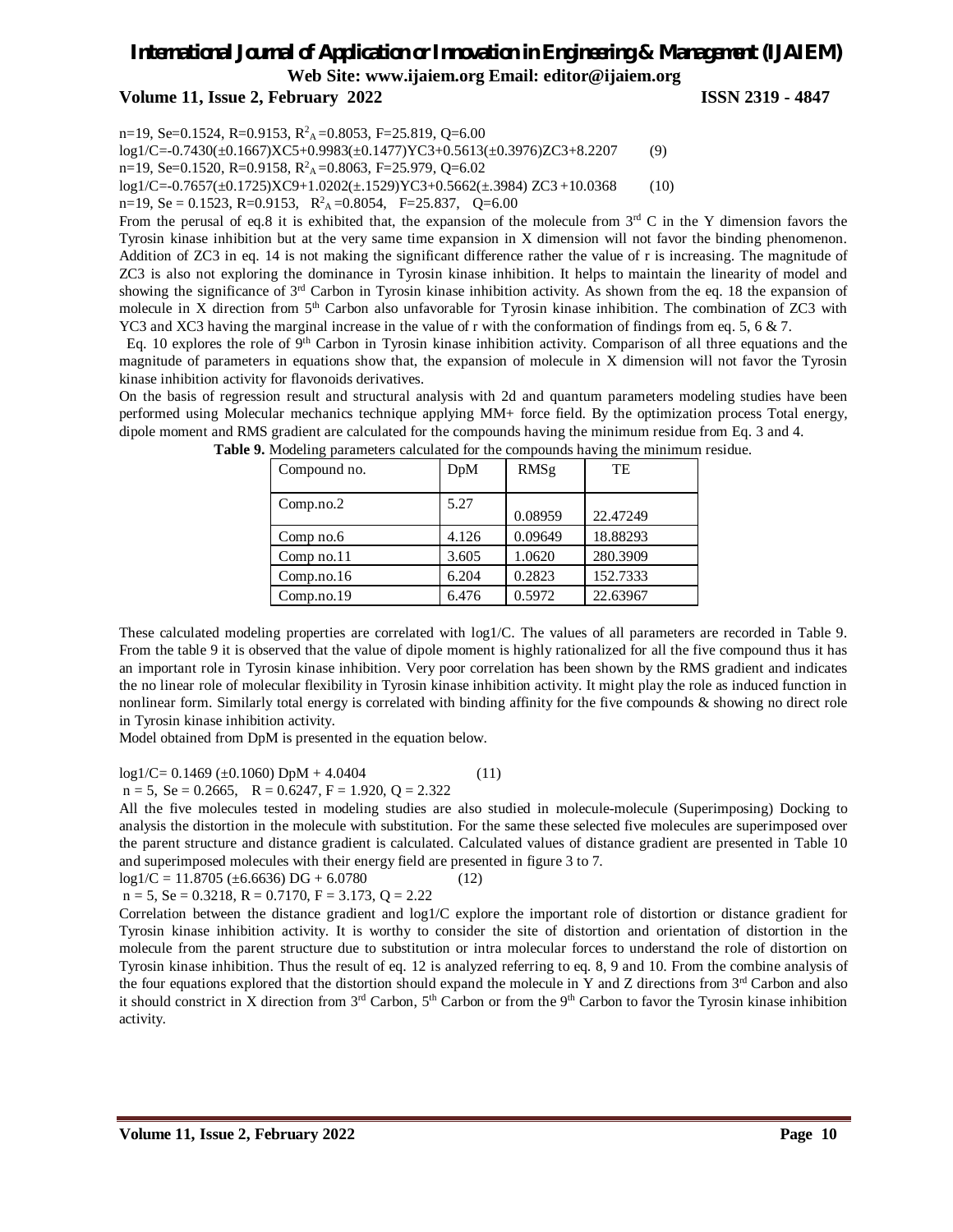n=19, Se=0.1524, R=0.9153, $R^2_A$=0.8053, F=25.819, Q=6.00

$$\log 1/C = -0.7430(\pm 0.1667)XC5 + 0.9983(\pm 0.1477)YC3 + 0.5613(\pm 0.3976)ZC3 + 8.2207 \quad (9)$$

n=19, Se=0.1520, R=0.9158, $R^2_A$=0.8063, F=25.979, Q=6.02

$$\log 1/C = -0.7657(\pm 0.1725)XC9 + 1.0202(\pm 0.1529)YC3 + 0.5662(\pm .3984)ZC3 + 10.0368 \quad (10)$$

n=19, Se = 0.1523, R=0.9153, $R^2_A$=0.8054, F=25.837, Q=6.00

From the perusal of eq.8 it is exhibited that, the expansion of the molecule from 3rd C in the Y dimension favors the Tyrosin kinase inhibition but at the very same time expansion in X dimension will not favor the binding phenomenon. Addition of ZC3 in eq. 14 is not making the significant difference rather the value of r is increasing. The magnitude of ZC3 is also not exploring the dominance in Tyrosin kinase inhibition. It helps to maintain the linearity of model and showing the significance of 3rd Carbon in Tyrosin kinase inhibition activity. As shown from the eq. 18 the expansion of molecule in X direction from 5th Carbon also unfavorable for Tyrosin kinase inhibition. The combination of ZC3 with YC3 and XC3 having the marginal increase in the value of r with the conformation of findings from eq. 5, 6 & 7.

Eq. 10 explores the role of 9th Carbon in Tyrosin kinase inhibition activity. Comparison of all three equations and the magnitude of parameters in equations show that, the expansion of molecule in X dimension will not favor the Tyrosin kinase inhibition activity for flavonoids derivatives.

On the basis of regression result and structural analysis with 2d and quantum parameters modeling studies have been performed using Molecular mechanics technique applying MM+ force field. By the optimization process Total energy, dipole moment and RMS gradient are calculated for the compounds having the minimum residue from Eq. 3 and 4.

**Table 9.** Modeling parameters calculated for the compounds having the minimum residue.

| Compound no. | DpM | RMSg | TE |
|---|---|---|---|
| Comp.no.2 | 5.27 | 0.08959 | 22.47249 |
| Comp no.6 | 4.126 | 0.09649 | 18.88293 |
| Comp no.11 | 3.605 | 1.0620 | 280.3909 |
| Comp.no.16 | 6.204 | 0.2823 | 152.7333 |
| Comp.no.19 | 6.476 | 0.5972 | 22.63967 |

These calculated modeling properties are correlated with log1/C. The values of all parameters are recorded in Table 9. From the table 9 it is observed that the value of dipole moment is highly rationalized for all the five compound thus it has an important role in Tyrosin kinase inhibition. Very poor correlation has been shown by the RMS gradient and indicates the no linear role of molecular flexibility in Tyrosin kinase inhibition activity. It might play the role as induced function in nonlinear form. Similarly total energy is correlated with binding affinity for the five compounds & showing no direct role in Tyrosin kinase inhibition activity.

Model obtained from DpM is presented in the equation below.

$$\log 1/C = 0.1469\ (\pm 0.1060)\ DpM + 4.0404 \quad (11)$$

n = 5, Se = 0.2665, R = 0.6247, F = 1.920, Q = 2.322

All the five molecules tested in modeling studies are also studied in molecule-molecule (Superimposing) Docking to analysis the distortion in the molecule with substitution. For the same these selected five molecules are superimposed over the parent structure and distance gradient is calculated. Calculated values of distance gradient are presented in Table 10 and superimposed molecules with their energy field are presented in figure 3 to 7.

$$\log 1/C = 11.8705\ (\pm 6.6636)\ DG + 6.0780 \quad (12)$$

n = 5, Se = 0.3218, R = 0.7170, F = 3.173, Q = 2.22

Correlation between the distance gradient and log1/C explore the important role of distortion or distance gradient for Tyrosin kinase inhibition activity. It is worthy to consider the site of distortion and orientation of distortion in the molecule from the parent structure due to substitution or intra molecular forces to understand the role of distortion on Tyrosin kinase inhibition. Thus the result of eq. 12 is analyzed referring to eq. 8, 9 and 10. From the combine analysis of the four equations explored that the distortion should expand the molecule in Y and Z directions from 3rd Carbon and also it should constrict in X direction from 3rd Carbon, 5th Carbon or from the 9th Carbon to favor the Tyrosin kinase inhibition activity.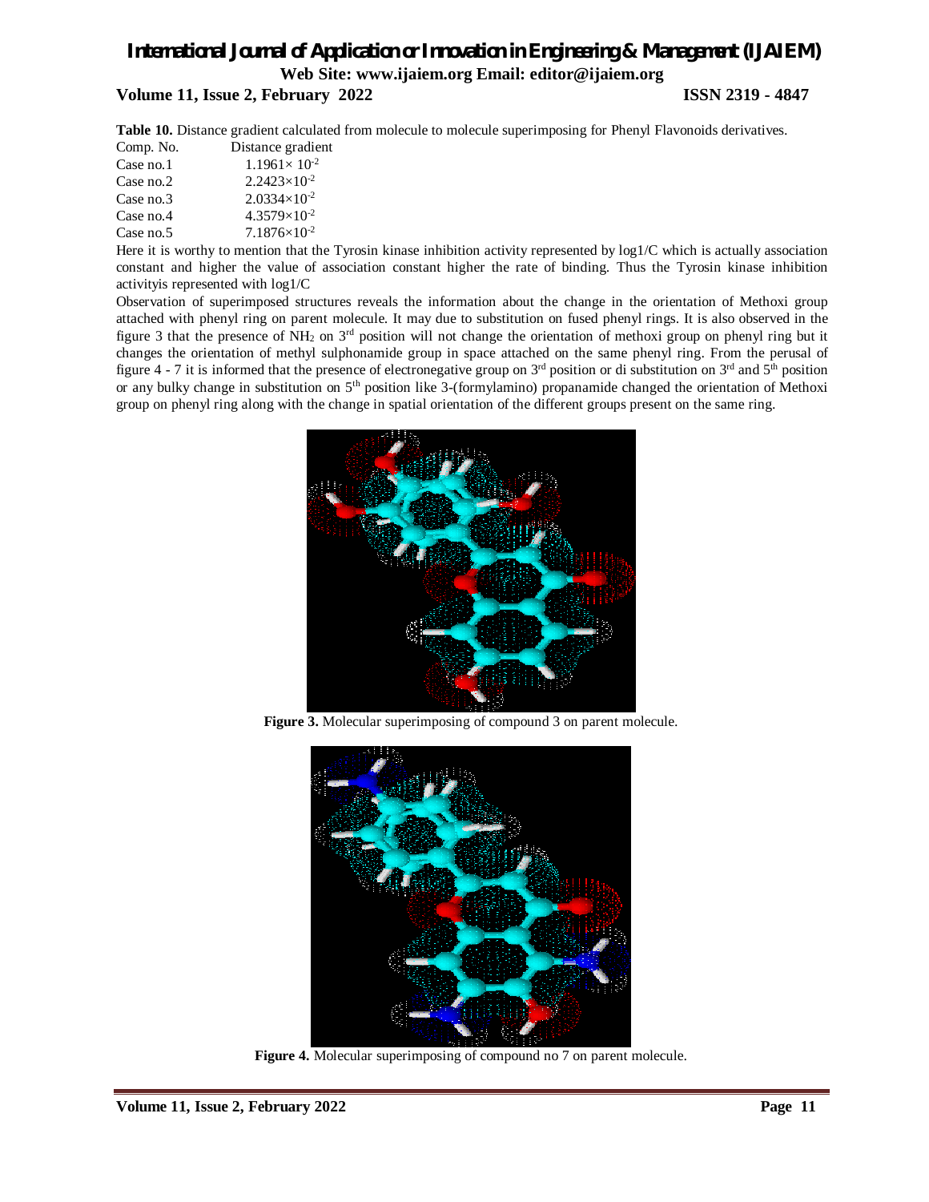**Table 10.** Distance gradient calculated from molecule to molecule superimposing for Phenyl Flavonoids derivatives.

| Comp. No. | Distance gradient |
|---|---|
| Case no.1 | $1.1961\times 10^{-2}$ |
| Case no.2 | $2.2423\times10^{-2}$ |
| Case no.3 | $2.0334\times10^{-2}$ |
| Case no.4 | $4.3579\times10^{-2}$ |
| Case no.5 | $7.1876\times10^{-2}$ |

Here it is worthy to mention that the Tyrosin kinase inhibition activity represented by log1/C which is actually association constant and higher the value of association constant higher the rate of binding. Thus the Tyrosin kinase inhibition activityis represented with log1/C

Observation of superimposed structures reveals the information about the change in the orientation of Methoxi group attached with phenyl ring on parent molecule. It may due to substitution on fused phenyl rings. It is also observed in the figure 3 that the presence of $NH_2$ on 3rd position will not change the orientation of methoxi group on phenyl ring but it changes the orientation of methyl sulphonamide group in space attached on the same phenyl ring. From the perusal of figure 4 - 7 it is informed that the presence of electronegative group on 3rd position or di substitution on 3rd and 5th position or any bulky change in substitution on 5th position like 3-(formylamino) propanamide changed the orientation of Methoxi group on phenyl ring along with the change in spatial orientation of the different groups present on the same ring.

**Figure 3.** Molecular superimposing of compound 3 on parent molecule.

**Figure 4.** Molecular superimposing of compound no 7 on parent molecule.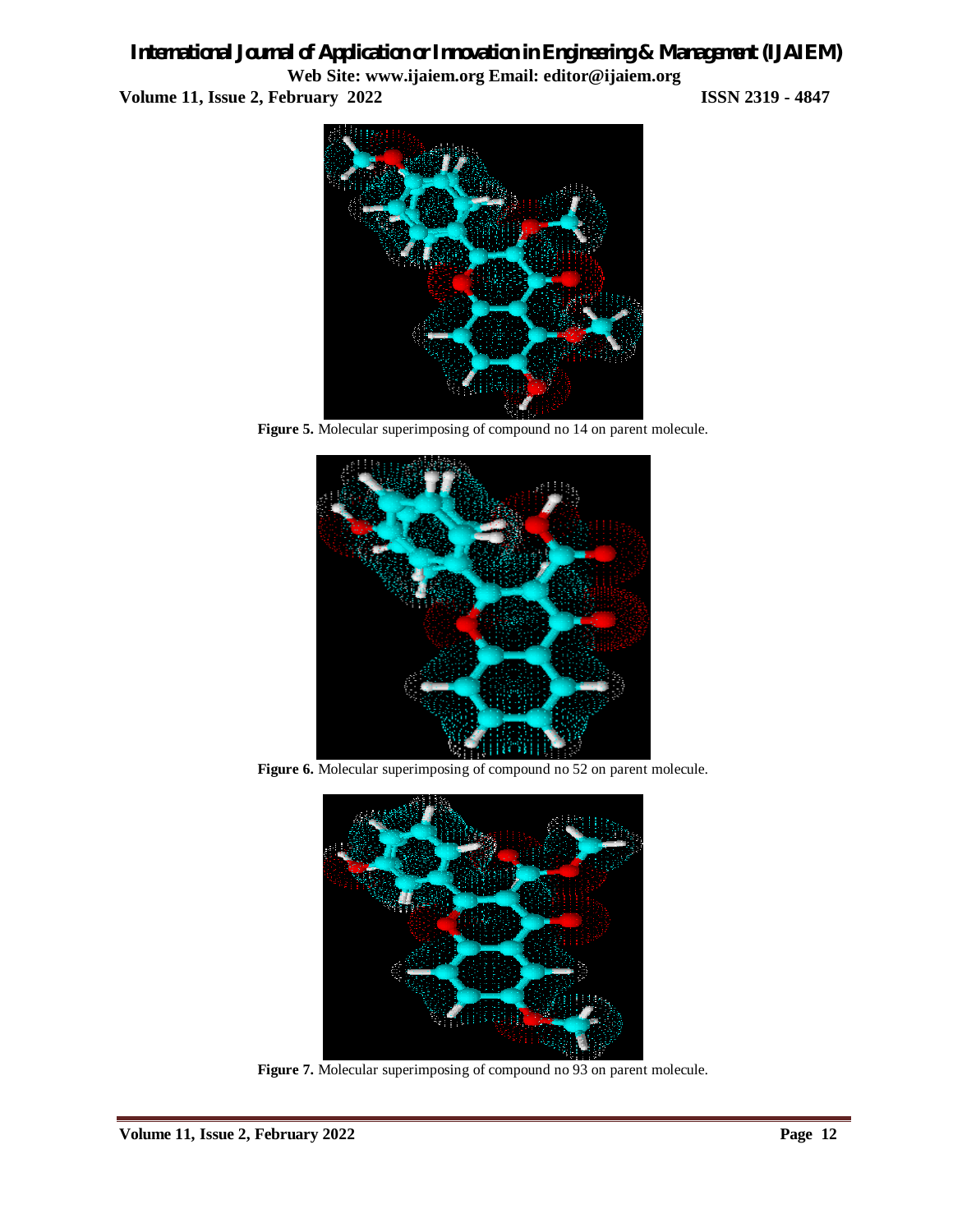Figure 5. Molecular superimposing of compound no 14 on parent molecule.

Figure 6. Molecular superimposing of compound no 52 on parent molecule.

Figure 7. Molecular superimposing of compound no 93 on parent molecule.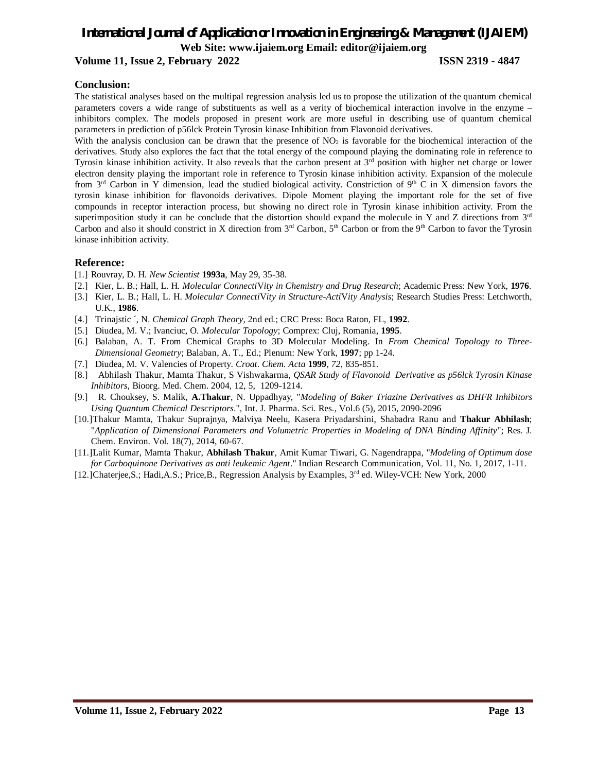## Conclusion:

The statistical analyses based on the multipal regression analysis led us to propose the utilization of the quantum chemical parameters covers a wide range of substituents as well as a verity of biochemical interaction involve in the enzyme – inhibitors complex. The models proposed in present work are more useful in describing use of quantum chemical parameters in prediction of p56lck Protein Tyrosin kinase Inhibition from Flavonoid derivatives.

With the analysis conclusion can be drawn that the presence of $NO_2$ is favorable for the biochemical interaction of the derivatives. Study also explores the fact that the total energy of the compound playing the dominating role in reference to Tyrosin kinase inhibition activity. It also reveals that the carbon present at 3rd position with higher net charge or lower electron density playing the important role in reference to Tyrosin kinase inhibition activity. Expansion of the molecule from 3rd Carbon in Y dimension, lead the studied biological activity. Constriction of 9th C in X dimension favors the tyrosin kinase inhibition for flavonoids derivatives. Dipole Moment playing the important role for the set of five compounds in receptor interaction process, but showing no direct role in Tyrosin kinase inhibition activity. From the superimposition study it can be conclude that the distortion should expand the molecule in Y and Z directions from 3rd Carbon and also it should constrict in X direction from 3rd Carbon, 5th Carbon or from the 9th Carbon to favor the Tyrosin kinase inhibition activity.

## Reference:

[1.] Rouvray, D. H. *New Scientist* **1993a**, May 29, 35-38.

[2.] Kier, L. B.; Hall, L. H. *Molecular ConnectiVity in Chemistry and Drug Research*; Academic Press: New York, **1976**.

[3.] Kier, L. B.; Hall, L. H. *Molecular ConnectiVity in Structure-ActiVity Analysis*; Research Studies Press: Letchworth, U.K., **1986**.

[4.] Trinajstic ´, N. *Chemical Graph Theory*, 2nd ed.; CRC Press: Boca Raton, FL, **1992**.

[5.] Diudea, M. V.; Ivanciuc, O. *Molecular Topology*; Comprex: Cluj, Romania, **1995**.

[6.] Balaban, A. T. From Chemical Graphs to 3D Molecular Modeling. In *From Chemical Topology to Three-Dimensional Geometry*; Balaban, A. T., Ed.; Plenum: New York, **1997**; pp 1-24.

[7.] Diudea, M. V. Valencies of Property. *Croat. Chem. Acta* **1999**, *72*, 835-851.

[8.] Abhilash Thakur, Mamta Thakur, S Vishwakarma, *QSAR Study of Flavonoid Derivative as p56lck Tyrosin Kinase Inhibitors*, Bioorg. Med. Chem. 2004, 12, 5, 1209-1214.

[9.] R. Chouksey, S. Malik, **A.Thakur**, N. Uppadhyay, "*Modeling of Baker Triazine Derivatives as DHFR Inhibitors Using Quantum Chemical Descriptors*.", Int. J. Pharma. Sci. Res., Vol.6 (5), 2015, 2090-2096

[10.] Thakur Mamta, Thakur Suprajnya, Malviya Neelu, Kasera Priyadarshini, Shabadra Ranu and **Thakur Abhilash**; "*Application of Dimensional Parameters and Volumetric Properties in Modeling of DNA Binding Affinity*"; Res. J. Chem. Environ. Vol. 18(7), 2014, 60-67.

[11.] Lalit Kumar, Mamta Thakur, **Abhilash Thakur**, Amit Kumar Tiwari, G. Nagendrappa, "*Modeling of Optimum dose for Carboquinone Derivatives as anti leukemic Agent*." Indian Research Communication, Vol. 11, No. 1, 2017, 1-11.

[12.] Chaterjee,S.; Hadi,A.S.; Price,B., Regression Analysis by Examples, 3rd ed. Wiley-VCH: New York, 2000